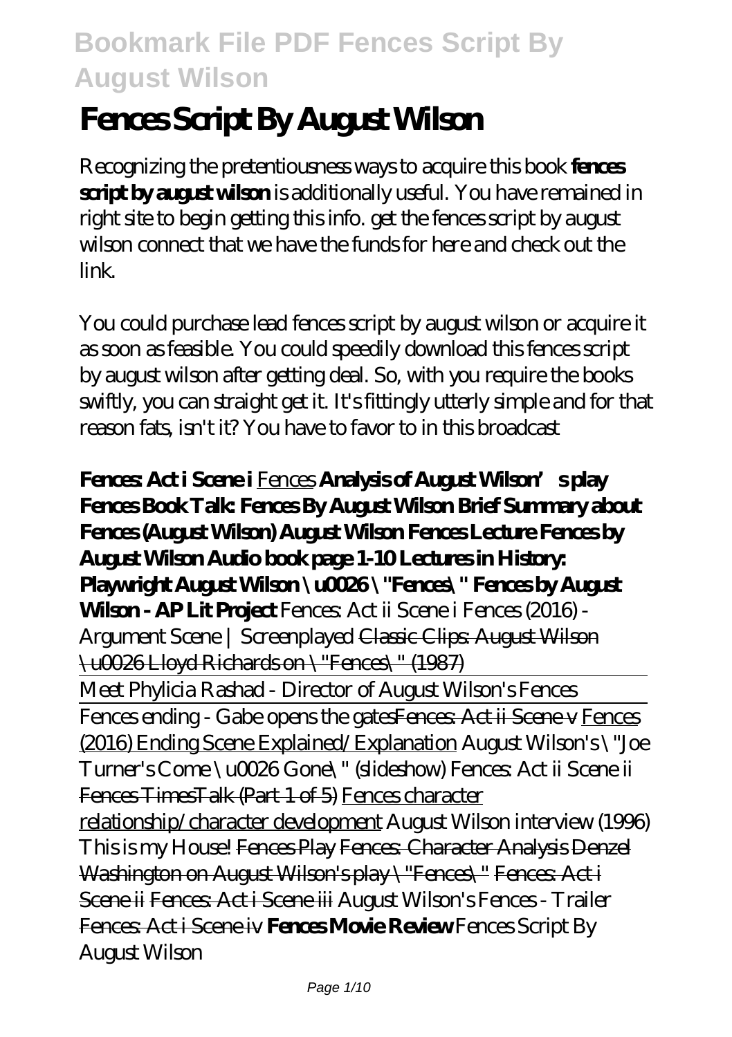# Fences Script By August Wilson

Recognizing the pretentiousness ways to acquire this book **fences script by august wilson** is additionally useful. You have remained in right site to begin getting this info. get the fences script by august wilson connect that we have the funds for here and check out the link.

You could purchase lead fences script by august wilson or acquire it as soon as feasible. You could speedily download this fences script by august wilson after getting deal. So, with you require the books swiftly, you can straight get it. It's fittingly utterly simple and for that reason fats, isn't it? You have to favor to in this broadcast

**Fences: Act i Scene i** Fences **Analysis of August Wilson's play Fences Book Talk: Fences By August Wilson Brief Summary about Fences (August Wilson) August Wilson Fences Lecture Fences by August Wilson Audio book page 1-10 Lectures in History: Playwright August Wilson \u0026 \"Fences\" Fences by August Wilson - AP Lit Project** *Fences: Act ii Scene i Fences (2016) - Argument Scene | Screenplayed* Classic Clips: August Wilson \u0026 Lloyd Richards on \"Fences\" (1987)

Meet Phylicia Rashad - Director of August Wilson's Fences

Fences ending - Gabe opens the gatesFences: Act ii Scene v Fences (2016) Ending Scene Explained/Explanation *August Wilson's \"Joe Turner's Come \u0026 Gone\" (slideshow) Fences: Act ii Scene ii* Fences TimesTalk (Part 1 of 5) Fences character relationship/character development *August Wilson interview (1996) This is my House!* Fences Play Fences: Character Analysis Denzel Washington on August Wilson's play \"Fences\" Fences: Act i Scene ii Fences: Act i Scene iii *August Wilson's Fences - Trailer* Fences: Act i Scene iv **Fences Movie Review** *Fences Script By August Wilson*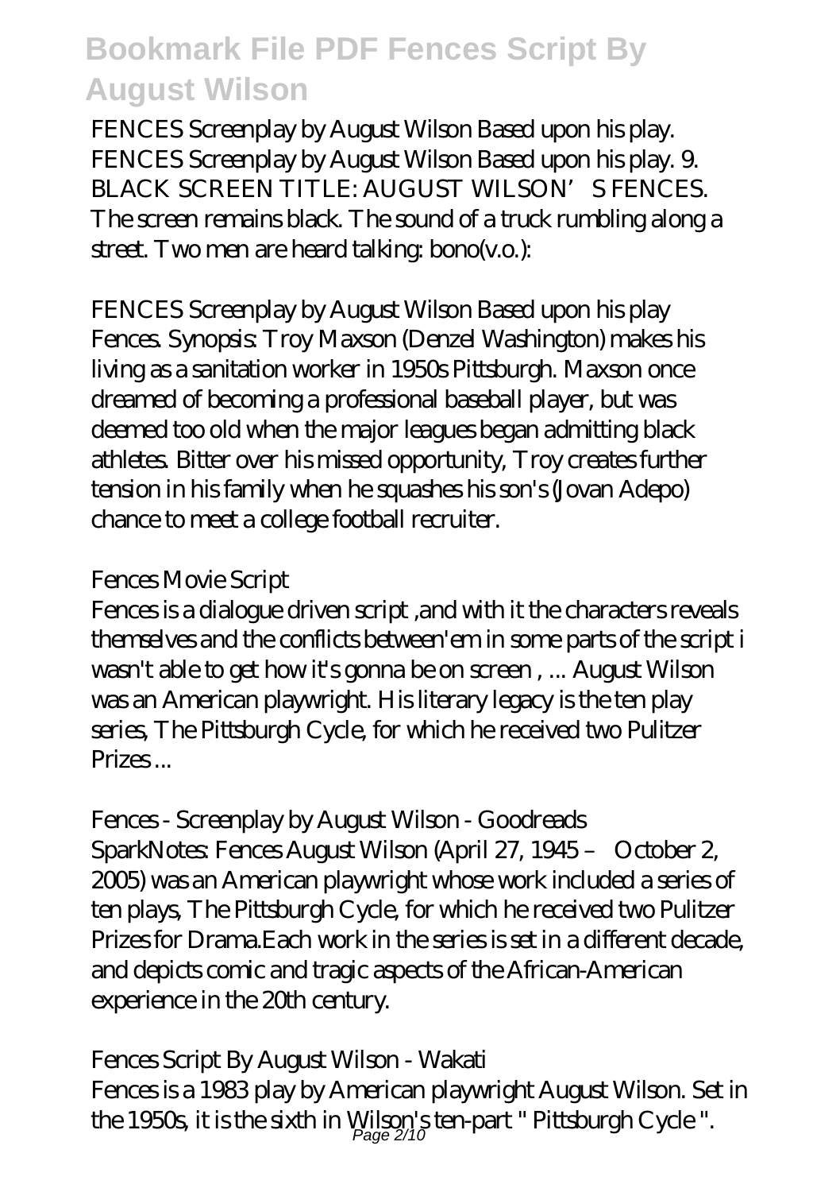FENCES Screenplay by August Wilson Based upon his play. FENCES Screenplay by August Wilson Based upon his play. 9. BLACK SCREEN TITLE: AUGUST WILSON'S FENCES. The screen remains black. The sound of a truck rumbling along a street. Two men are heard talking: bono(v.o.):

*FENCES Screenplay by August Wilson Based upon his play*

Fences. Synopsis: Troy Maxson (Denzel Washington) makes his living as a sanitation worker in 1950s Pittsburgh. Maxson once dreamed of becoming a professional baseball player, but was deemed too old when the major leagues began admitting black athletes. Bitter over his missed opportunity, Troy creates further tension in his family when he squashes his son's (Jovan Adepo) chance to meet a college football recruiter.

*Fences Movie Script*

Fences is a dialogue driven script ,and with it the characters reveals themselves and the conflicts between'em in some parts of the script i wasn't able to get how it's gonna be on screen , ... August Wilson was an American playwright. His literary legacy is the ten play series, The Pittsburgh Cycle, for which he received two Pulitzer Prizes ...

*Fences - Screenplay by August Wilson - Goodreads*

SparkNotes: Fences August Wilson (April 27, 1945 – October 2, 2005) was an American playwright whose work included a series of ten plays, The Pittsburgh Cycle, for which he received two Pulitzer Prizes for Drama.Each work in the series is set in a different decade, and depicts comic and tragic aspects of the African-American experience in the 20th century.

*Fences Script By August Wilson - Wakati*

Fences is a 1983 play by American playwright August Wilson. Set in the 1950s, it is the sixth in Wilson's ten-part " Pittsburgh Cycle ".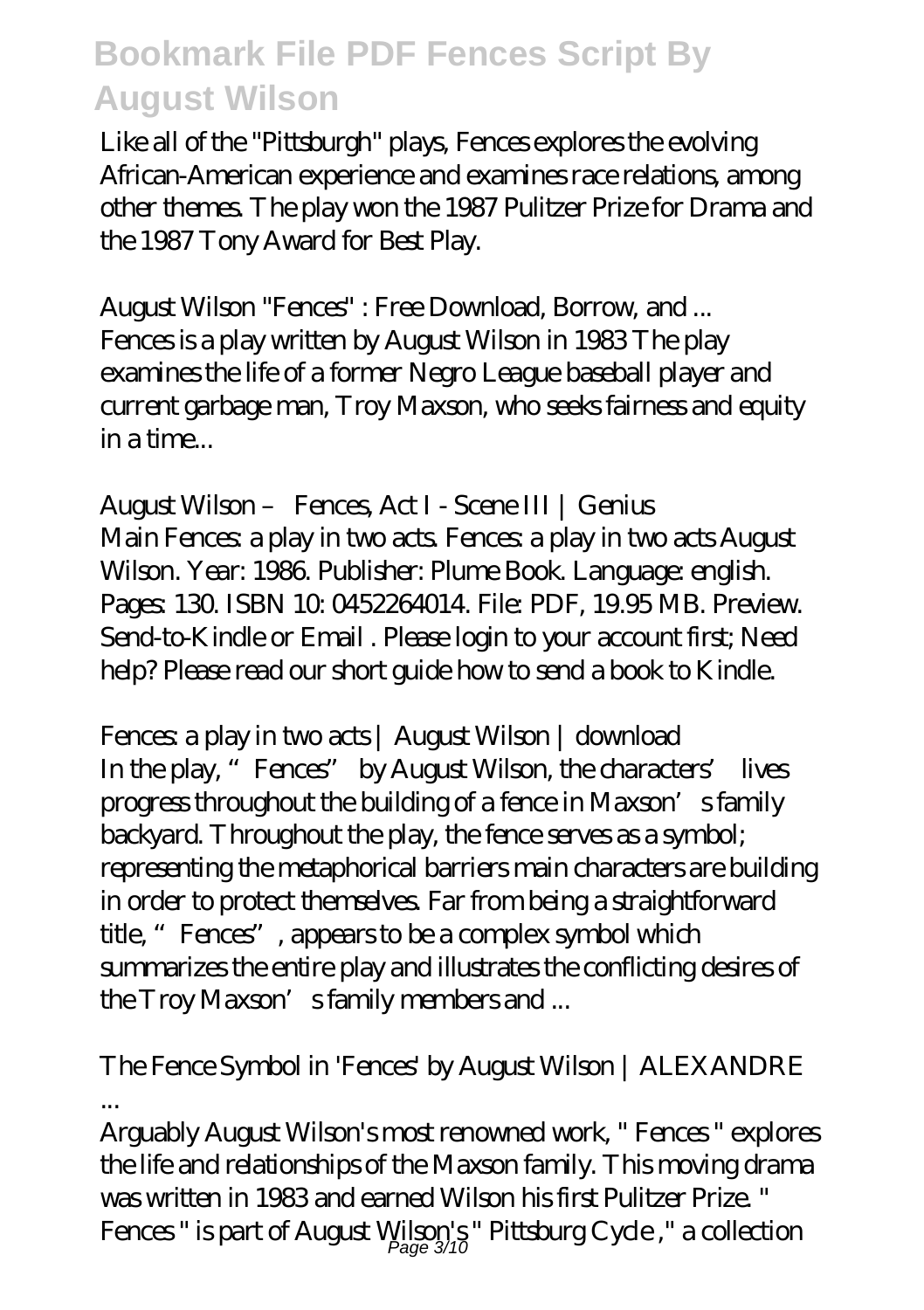Like all of the "Pittsburgh" plays, Fences explores the evolving African-American experience and examines race relations, among other themes. The play won the 1987 Pulitzer Prize for Drama and the 1987 Tony Award for Best Play.

## August Wilson "Fences" : Free Download, Borrow, and ...

Fences is a play written by August Wilson in 1983 The play examines the life of a former Negro League baseball player and current garbage man, Troy Maxson, who seeks fairness and equity in a time...

## August Wilson – Fences, Act I - Scene III | Genius

Main Fences: a play in two acts. Fences: a play in two acts August Wilson. Year: 1986. Publisher: Plume Book. Language: english. Pages: 130. ISBN 10: 0452264014. File: PDF, 19.95 MB. Preview. Send-to-Kindle or Email . Please login to your account first; Need help? Please read our short guide how to send a book to Kindle.

## Fences: a play in two acts | August Wilson | download

In the play, "Fences" by August Wilson, the characters' lives progress throughout the building of a fence in Maxson's family backyard. Throughout the play, the fence serves as a symbol; representing the metaphorical barriers main characters are building in order to protect themselves. Far from being a straightforward title, "Fences", appears to be a complex symbol which summarizes the entire play and illustrates the conflicting desires of the Troy Maxson's family members and ...

## The Fence Symbol in 'Fences' by August Wilson | ALEXANDRE ...

Arguably August Wilson's most renowned work, " Fences " explores the life and relationships of the Maxson family. This moving drama was written in 1983 and earned Wilson his first Pulitzer Prize. " Fences " is part of August Wilson's " Pittsburg Cycle ," a collection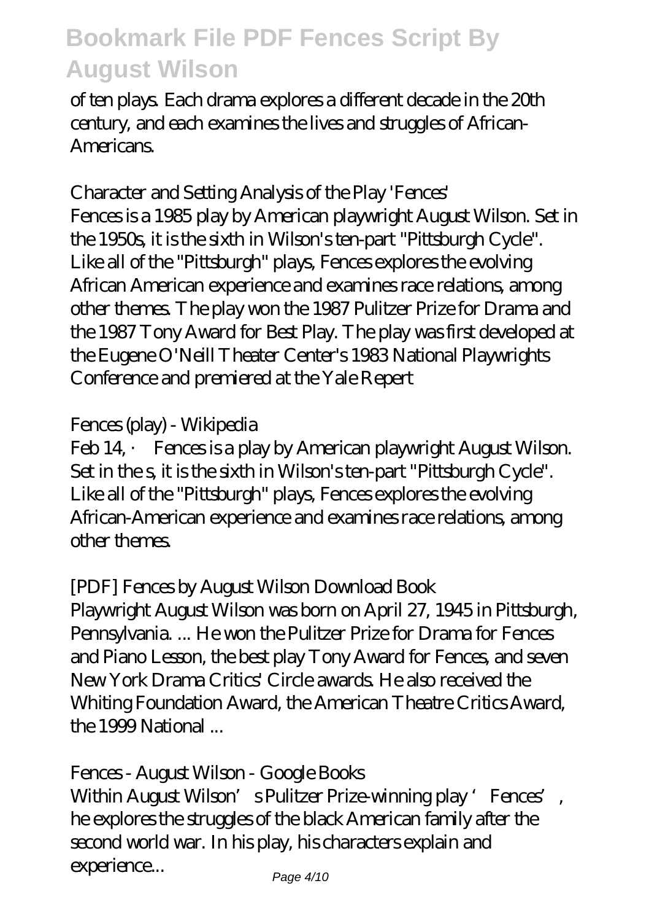of ten plays. Each drama explores a different decade in the 20th century, and each examines the lives and struggles of African-Americans.

### Character and Setting Analysis of the Play 'Fences'

Fences is a 1985 play by American playwright August Wilson. Set in the 1950s, it is the sixth in Wilson's ten-part "Pittsburgh Cycle". Like all of the "Pittsburgh" plays, Fences explores the evolving African American experience and examines race relations, among other themes. The play won the 1987 Pulitzer Prize for Drama and the 1987 Tony Award for Best Play. The play was first developed at the Eugene O'Neill Theater Center's 1983 National Playwrights Conference and premiered at the Yale Repert

### Fences (play) - Wikipedia

Feb 14, · Fences is a play by American playwright August Wilson. Set in the s, it is the sixth in Wilson's ten-part "Pittsburgh Cycle". Like all of the "Pittsburgh" plays, Fences explores the evolving African-American experience and examines race relations, among other themes.

### [PDF] Fences by August Wilson Download Book

Playwright August Wilson was born on April 27, 1945 in Pittsburgh, Pennsylvania. ... He won the Pulitzer Prize for Drama for Fences and Piano Lesson, the best play Tony Award for Fences, and seven New York Drama Critics' Circle awards. He also received the Whiting Foundation Award, the American Theatre Critics Award, the 1999 National ...

### Fences - August Wilson - Google Books

Within August Wilson's Pulitzer Prize-winning play 'Fences', he explores the struggles of the black American family after the second world war. In his play, his characters explain and experience...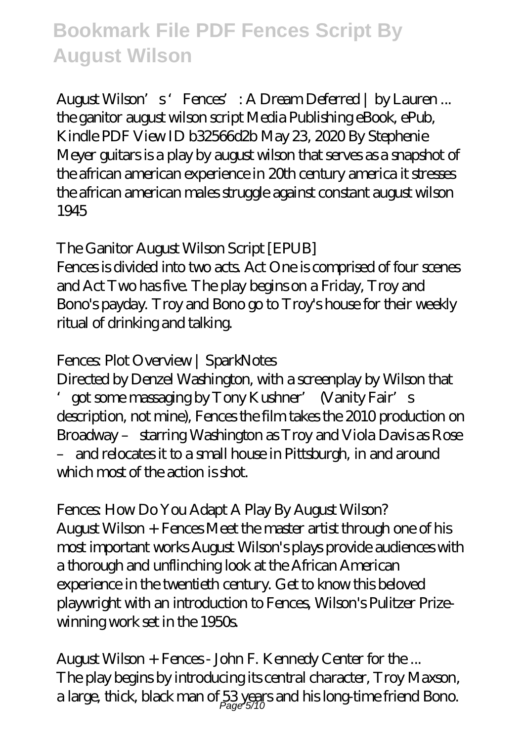August Wilson's 'Fences': A Dream Deferred | by Lauren ...
the ganitor august wilson script Media Publishing eBook, ePub, Kindle PDF View ID b32566d2b May 23, 2020 By Stephenie Meyer guitars is a play by august wilson that serves as a snapshot of the african american experience in 20th century america it stresses the african american males struggle against constant august wilson 1945

The Ganitor August Wilson Script [EPUB]
Fences is divided into two acts. Act One is comprised of four scenes and Act Two has five. The play begins on a Friday, Troy and Bono's payday. Troy and Bono go to Troy's house for their weekly ritual of drinking and talking.

Fences: Plot Overview | SparkNotes
Directed by Denzel Washington, with a screenplay by Wilson that 'got some massaging by Tony Kushner' (Vanity Fair's description, not mine), Fences the film takes the 2010 production on Broadway – starring Washington as Troy and Viola Davis as Rose – and relocates it to a small house in Pittsburgh, in and around which most of the action is shot.

Fences: How Do You Adapt A Play By August Wilson?
August Wilson + Fences Meet the master artist through one of his most important works August Wilson's plays provide audiences with a thorough and unflinching look at the African American experience in the twentieth century. Get to know this beloved playwright with an introduction to Fences, Wilson's Pulitzer Prize-winning work set in the 1950s.

August Wilson + Fences - John F. Kennedy Center for the ...
The play begins by introducing its central character, Troy Maxson, a large, thick, black man of 53 years and his long-time friend Bono.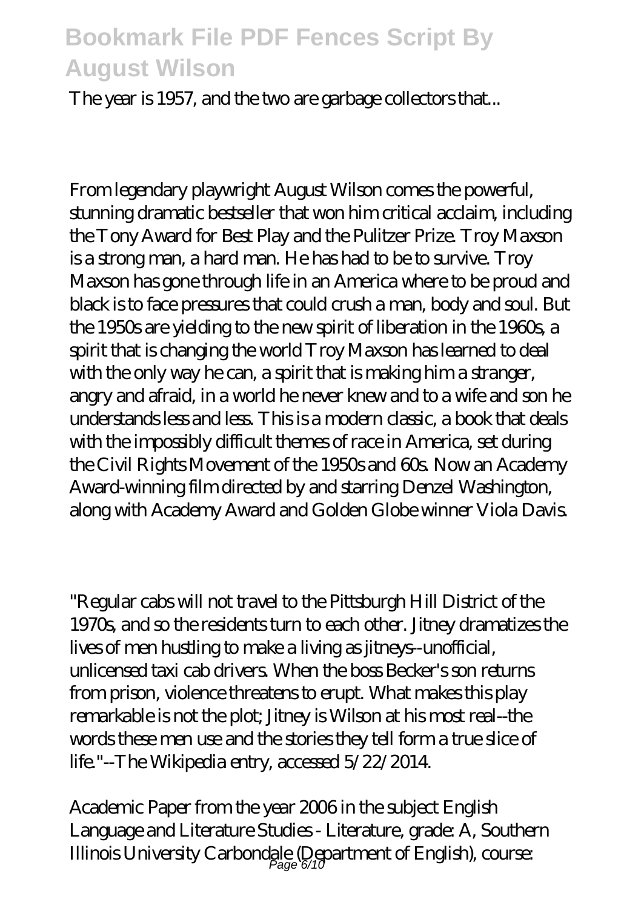The year is 1957, and the two are garbage collectors that...

From legendary playwright August Wilson comes the powerful, stunning dramatic bestseller that won him critical acclaim, including the Tony Award for Best Play and the Pulitzer Prize. Troy Maxson is a strong man, a hard man. He has had to be to survive. Troy Maxson has gone through life in an America where to be proud and black is to face pressures that could crush a man, body and soul. But the 1950s are yielding to the new spirit of liberation in the 1960s, a spirit that is changing the world Troy Maxson has learned to deal with the only way he can, a spirit that is making him a stranger, angry and afraid, in a world he never knew and to a wife and son he understands less and less. This is a modern classic, a book that deals with the impossibly difficult themes of race in America, set during the Civil Rights Movement of the 1950s and 60s. Now an Academy Award-winning film directed by and starring Denzel Washington, along with Academy Award and Golden Globe winner Viola Davis.

"Regular cabs will not travel to the Pittsburgh Hill District of the 1970s, and so the residents turn to each other. Jitney dramatizes the lives of men hustling to make a living as jitneys--unofficial, unlicensed taxi cab drivers. When the boss Becker's son returns from prison, violence threatens to erupt. What makes this play remarkable is not the plot; Jitney is Wilson at his most real--the words these men use and the stories they tell form a true slice of life."--The Wikipedia entry, accessed 5/22/2014.

Academic Paper from the year 2006 in the subject English Language and Literature Studies - Literature, grade: A, Southern Illinois University Carbondale (Department of English), course: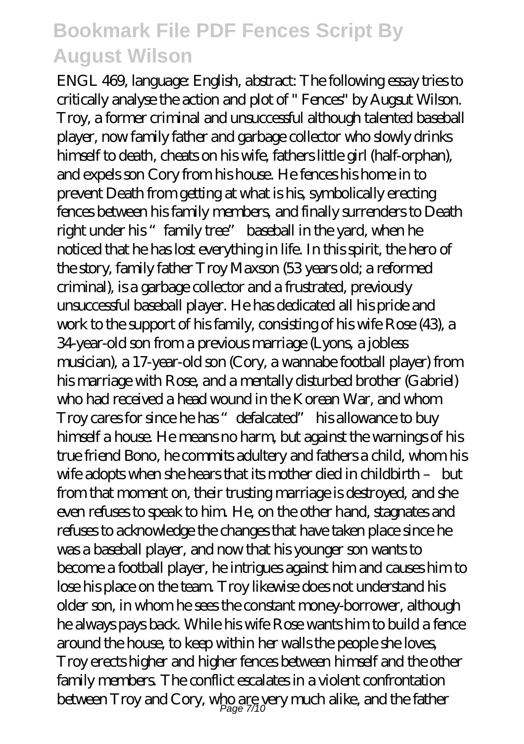ENGL 469, language: English, abstract: The following essay tries to critically analyse the action and plot of " Fences" by Augsut Wilson. Troy, a former criminal and unsuccessful although talented baseball player, now family father and garbage collector who slowly drinks himself to death, cheats on his wife, fathers little girl (half-orphan), and expels son Cory from his house. He fences his home in to prevent Death from getting at what is his, symbolically erecting fences between his family members, and finally surrenders to Death right under his "family tree" baseball in the yard, when he noticed that he has lost everything in life. In this spirit, the hero of the story, family father Troy Maxson (53 years old; a reformed criminal), is a garbage collector and a frustrated, previously unsuccessful baseball player. He has dedicated all his pride and work to the support of his family, consisting of his wife Rose (43), a 34-year-old son from a previous marriage (Lyons, a jobless musician), a 17-year-old son (Cory, a wannabe football player) from his marriage with Rose, and a mentally disturbed brother (Gabriel) who had received a head wound in the Korean War, and whom Troy cares for since he has "defalcated" his allowance to buy himself a house. He means no harm, but against the warnings of his true friend Bono, he commits adultery and fathers a child, whom his wife adopts when she hears that its mother died in childbirth – but from that moment on, their trusting marriage is destroyed, and she even refuses to speak to him. He, on the other hand, stagnates and refuses to acknowledge the changes that have taken place since he was a baseball player, and now that his younger son wants to become a football player, he intrigues against him and causes him to lose his place on the team. Troy likewise does not understand his older son, in whom he sees the constant money-borrower, although he always pays back. While his wife Rose wants him to build a fence around the house, to keep within her walls the people she loves, Troy erects higher and higher fences between himself and the other family members. The conflict escalates in a violent confrontation between Troy and Cory, who are very much alike, and the father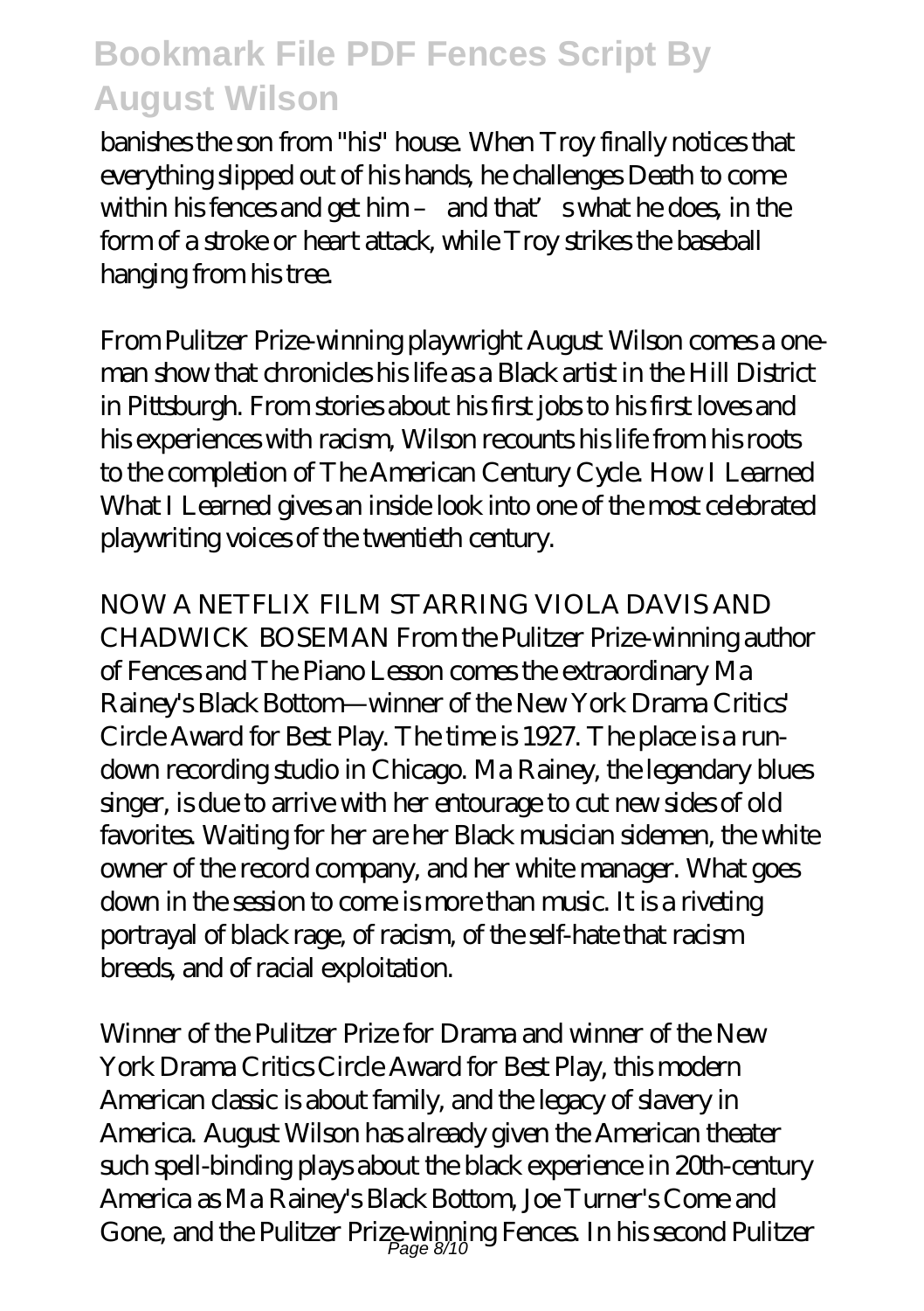banishes the son from "his" house. When Troy finally notices that everything slipped out of his hands, he challenges Death to come within his fences and get him – and that's what he does, in the form of a stroke or heart attack, while Troy strikes the baseball hanging from his tree.

From Pulitzer Prize-winning playwright August Wilson comes a one-man show that chronicles his life as a Black artist in the Hill District in Pittsburgh. From stories about his first jobs to his first loves and his experiences with racism, Wilson recounts his life from his roots to the completion of The American Century Cycle. How I Learned What I Learned gives an inside look into one of the most celebrated playwriting voices of the twentieth century.

NOW A NETFLIX FILM STARRING VIOLA DAVIS AND CHADWICK BOSEMAN From the Pulitzer Prize-winning author of Fences and The Piano Lesson comes the extraordinary Ma Rainey's Black Bottom—winner of the New York Drama Critics' Circle Award for Best Play. The time is 1927. The place is a run-down recording studio in Chicago. Ma Rainey, the legendary blues singer, is due to arrive with her entourage to cut new sides of old favorites. Waiting for her are her Black musician sidemen, the white owner of the record company, and her white manager. What goes down in the session to come is more than music. It is a riveting portrayal of black rage, of racism, of the self-hate that racism breeds, and of racial exploitation.

Winner of the Pulitzer Prize for Drama and winner of the New York Drama Critics Circle Award for Best Play, this modern American classic is about family, and the legacy of slavery in America. August Wilson has already given the American theater such spell-binding plays about the black experience in 20th-century America as Ma Rainey's Black Bottom, Joe Turner's Come and Gone, and the Pulitzer Prize-winning Fences. In his second Pulitzer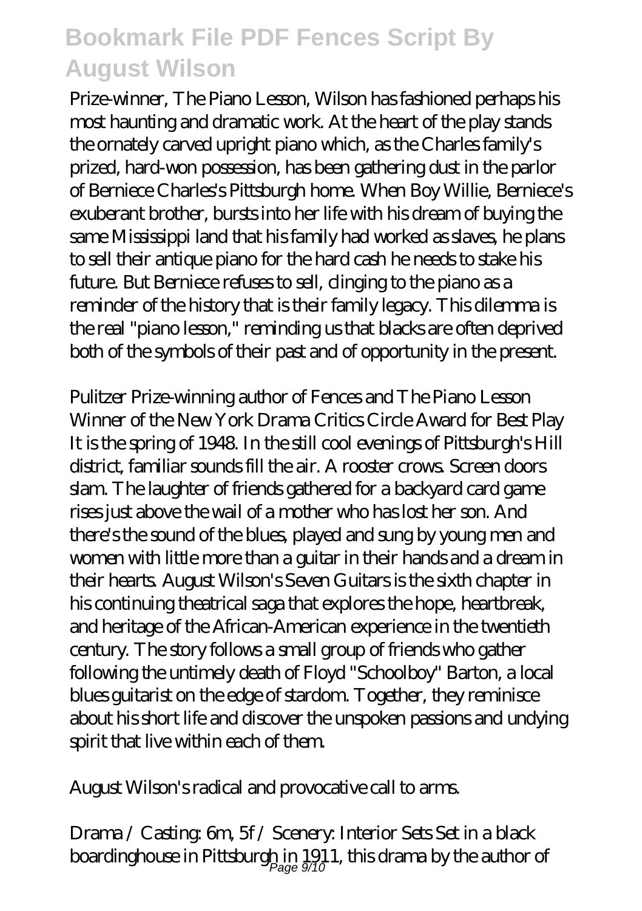Prize-winner, The Piano Lesson, Wilson has fashioned perhaps his most haunting and dramatic work. At the heart of the play stands the ornately carved upright piano which, as the Charles family's prized, hard-won possession, has been gathering dust in the parlor of Berniece Charles's Pittsburgh home. When Boy Willie, Berniece's exuberant brother, bursts into her life with his dream of buying the same Mississippi land that his family had worked as slaves, he plans to sell their antique piano for the hard cash he needs to stake his future. But Berniece refuses to sell, clinging to the piano as a reminder of the history that is their family legacy. This dilemma is the real "piano lesson," reminding us that blacks are often deprived both of the symbols of their past and of opportunity in the present.

Pulitzer Prize-winning author of Fences and The Piano Lesson Winner of the New York Drama Critics Circle Award for Best Play It is the spring of 1948. In the still cool evenings of Pittsburgh's Hill district, familiar sounds fill the air. A rooster crows. Screen doors slam. The laughter of friends gathered for a backyard card game rises just above the wail of a mother who has lost her son. And there's the sound of the blues, played and sung by young men and women with little more than a guitar in their hands and a dream in their hearts. August Wilson's Seven Guitars is the sixth chapter in his continuing theatrical saga that explores the hope, heartbreak, and heritage of the African-American experience in the twentieth century. The story follows a small group of friends who gather following the untimely death of Floyd "Schoolboy" Barton, a local blues guitarist on the edge of stardom. Together, they reminisce about his short life and discover the unspoken passions and undying spirit that live within each of them.

August Wilson's radical and provocative call to arms.

Drama / Casting: 6m, 5f / Scenery: Interior Sets Set in a black boardinghouse in Pittsburgh in 1911, this drama by the author of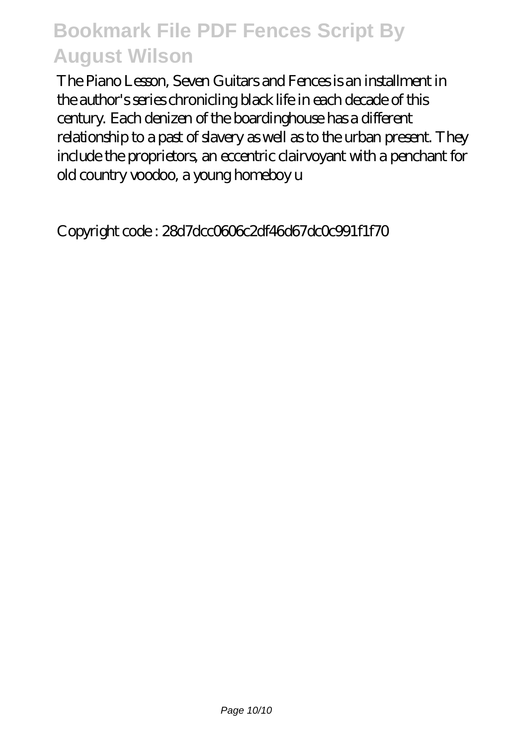The Piano Lesson, Seven Guitars and Fences is an installment in the author's series chronicling black life in each decade of this century. Each denizen of the boardinghouse has a different relationship to a past of slavery as well as to the urban present. They include the proprietors, an eccentric clairvoyant with a penchant for old country voodoo, a young homeboy u

Copyright code : 28d7dcc0606c2df46d67dc0c991f1f70